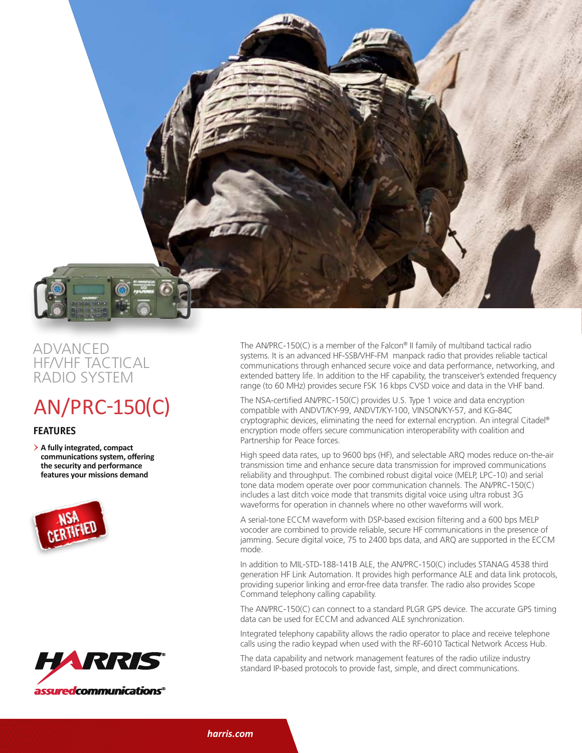# ADVANCED HF/VHF TACTICAL RADIO SYSTEM

# AN/PRC-150(C)

## FEATURES

- **A fully integrated, compact communications system, offering the security and performance features your missions demand**

The AN/PRC-150(C) is a member of the Falcon® II family of multiband tactical radio systems. It is an advanced HF-SSB/VHF-FM manpack radio that provides reliable tactical communications through enhanced secure voice and data performance, networking, and extended battery life. In addition to the HF capability, the transceiver's extended frequency range (to 60 MHz) provides secure FSK 16 kbps CVSD voice and data in the VHF band.

The NSA-certified AN/PRC-150(C) provides U.S. Type 1 voice and data encryption compatible with ANDVT/KY-99, ANDVT/KY-100, VINSON/KY-57, and KG-84C cryptographic devices, eliminating the need for external encryption. An integral Citadel® encryption mode offers secure communication interoperability with coalition and Partnership for Peace forces.

High speed data rates, up to 9600 bps (HF), and selectable ARQ modes reduce on-the-air transmission time and enhance secure data transmission for improved communications reliability and throughput. The combined robust digital voice (MELP, LPC-10) and serial tone data modem operate over poor communication channels. The AN/PRC-150(C) includes a last ditch voice mode that transmits digital voice using ultra robust 3G waveforms for operation in channels where no other waveforms will work.

A serial-tone ECCM waveform with DSP-based excision filtering and a 600 bps MELP vocoder are combined to provide reliable, secure HF communications in the presence of jamming. Secure digital voice, 75 to 2400 bps data, and ARQ are supported in the ECCM mode.

In addition to MIL-STD-188-141B ALE, the AN/PRC-150(C) includes STANAG 4538 third generation HF Link Automation. It provides high performance ALE and data link protocols, providing superior linking and error-free data transfer. The radio also provides Scope Command telephony calling capability.

The AN/PRC-150(C) can connect to a standard PLGR GPS device. The accurate GPS timing data can be used for ECCM and advanced ALE synchronization.

Integrated telephony capability allows the radio operator to place and receive telephone calls using the radio keypad when used with the RF-6010 Tactical Network Access Hub.

The data capability and network management features of the radio utilize industry standard IP-based protocols to provide fast, simple, and direct communications.

HARRIS assuredcommunications®

harris.com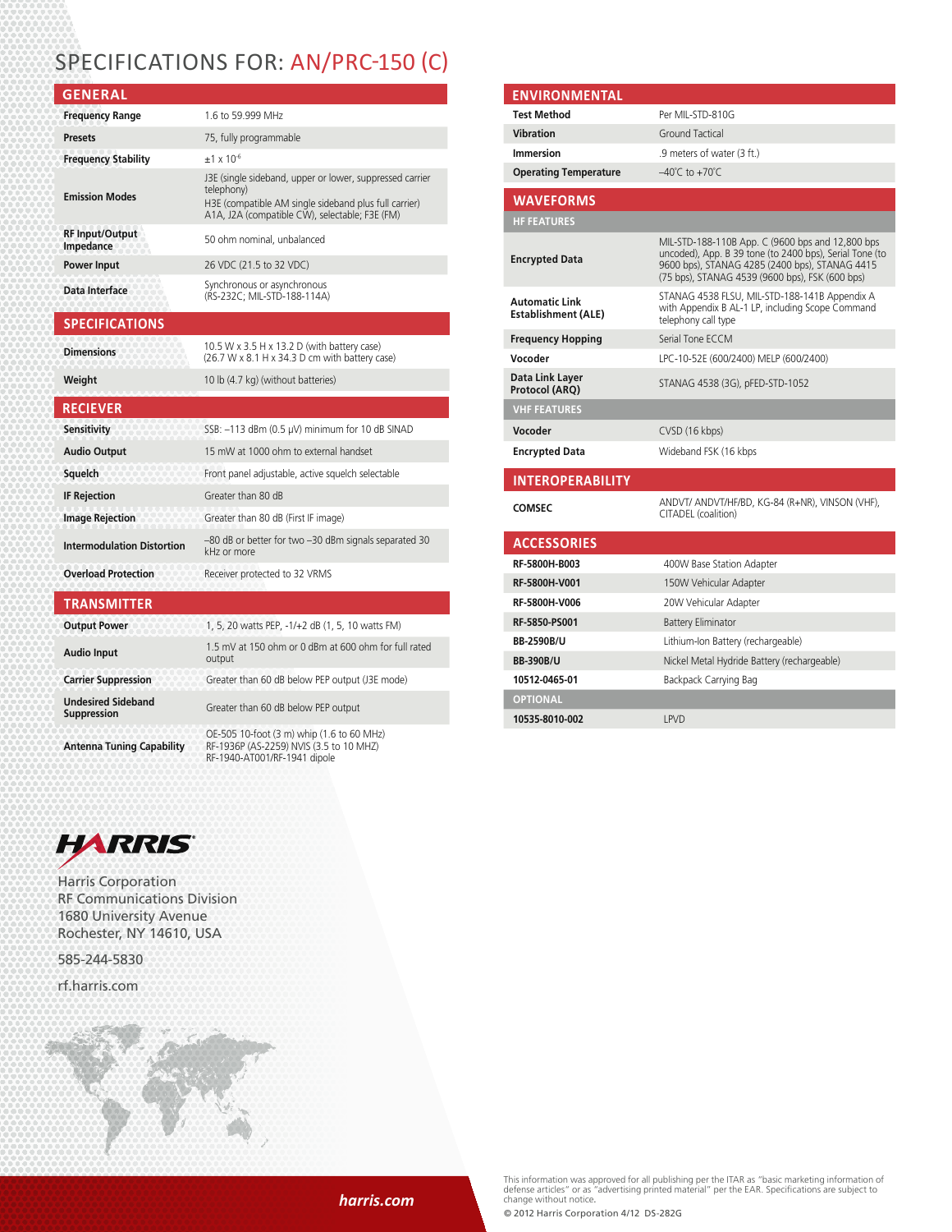# SPECIFICATIONS FOR: AN/PRC-150 (C)

## GENERAL

| | |
|---|---|
| **Frequency Range** | 1.6 to 59.999 MHz |
| **Presets** | 75, fully programmable |
| **Frequency Stability** | ±1 x $10^{-6}$ |
| **Emission Modes** | J3E (single sideband, upper or lower, suppressed carrier telephony) H3E (compatible AM single sideband plus full carrier) A1A, J2A (compatible CW), selectable; F3E (FM) |
| **RF Input/Output Impedance** | 50 ohm nominal, unbalanced |
| **Power Input** | 26 VDC (21.5 to 32 VDC) |
| **Data Interface** | Synchronous or asynchronous (RS-232C; MIL-STD-188-114A) |

## SPECIFICATIONS

| | |
|---|---|
| **Dimensions** | 10.5 W x 3.5 H x 13.2 D (with battery case) (26.7 W x 8.1 H x 34.3 D cm with battery case) |
| **Weight** | 10 lb (4.7 kg) (without batteries) |

## RECIEVER

| | |
|---|---|
| **Sensitivity** | SSB: –113 dBm (0.5 µV) minimum for 10 dB SINAD |
| **Audio Output** | 15 mW at 1000 ohm to external handset |
| **Squelch** | Front panel adjustable, active squelch selectable |
| **IF Rejection** | Greater than 80 dB |
| **Image Rejection** | Greater than 80 dB (First IF image) |
| **Intermodulation Distortion** | –80 dB or better for two –30 dBm signals separated 30 kHz or more |
| **Overload Protection** | Receiver protected to 32 VRMS |

## TRANSMITTER

| | |
|---|---|
| **Output Power** | 1, 5, 20 watts PEP, -1/+2 dB (1, 5, 10 watts FM) |
| **Audio Input** | 1.5 mV at 150 ohm or 0 dBm at 600 ohm for full rated output |
| **Carrier Suppression** | Greater than 60 dB below PEP output (J3E mode) |
| **Undesired Sideband Suppression** | Greater than 60 dB below PEP output |
| **Antenna Tuning Capability** | OE-505 10-foot (3 m) whip (1.6 to 60 MHz) RF-1936P (AS-2259) NVIS (3.5 to 10 MHZ) RF-1940-AT001/RF-1941 dipole |

## ENVIRONMENTAL

| | |
|---|---|
| **Test Method** | Per MIL-STD-810G |
| **Vibration** | Ground Tactical |
| **Immersion** | .9 meters of water (3 ft.) |
| **Operating Temperature** | –40˚C to +70˚C |

## WAVEFORMS

| | |
|---|---|
| **HF FEATURES** | |
| **Encrypted Data** | MIL-STD-188-110B App. C (9600 bps and 12,800 bps uncoded), App. B 39 tone (to 2400 bps), Serial Tone (to 9600 bps), STANAG 4285 (2400 bps), STANAG 4415 (75 bps), STANAG 4539 (9600 bps), FSK (600 bps) |
| **Automatic Link Establishment (ALE)** | STANAG 4538 FLSU, MIL-STD-188-141B Appendix A with Appendix B AL-1 LP, including Scope Command telephony call type |
| **Frequency Hopping** | Serial Tone ECCM |
| **Vocoder** | LPC-10-52E (600/2400) MELP (600/2400) |
| **Data Link Layer Protocol (ARQ)** | STANAG 4538 (3G), pFED-STD-1052 |
| **VHF FEATURES** | |
| **Vocoder** | CVSD (16 kbps) |
| **Encrypted Data** | Wideband FSK (16 kbps |

## INTEROPERABILITY

| | |
|---|---|
| **COMSEC** | ANDVT/ ANDVT/HF/BD, KG-84 (R+NR), VINSON (VHF), CITADEL (coalition) |

## ACCESSORIES

| | |
|---|---|
| **RF-5800H-B003** | 400W Base Station Adapter |
| **RF-5800H-V001** | 150W Vehicular Adapter |
| **RF-5800H-V006** | 20W Vehicular Adapter |
| **RF-5850-PS001** | Battery Eliminator |
| **BB-2590B/U** | Lithium-Ion Battery (rechargeable) |
| **BB-390B/U** | Nickel Metal Hydride Battery (rechargeable) |
| **10512-0465-01** | Backpack Carrying Bag |
| **OPTIONAL** | |
| **10535-8010-002** | LPVD |

HARRIS®

Harris Corporation
RF Communications Division
1680 University Avenue
Rochester, NY 14610, USA

585-244-5830

rf.harris.com

harris.com

This information was approved for all publishing per the ITAR as "basic marketing information of defense articles" or as "advertising printed material" per the EAR. Specifications are subject to change without notice.

© 2012 Harris Corporation 4/12 DS-282G